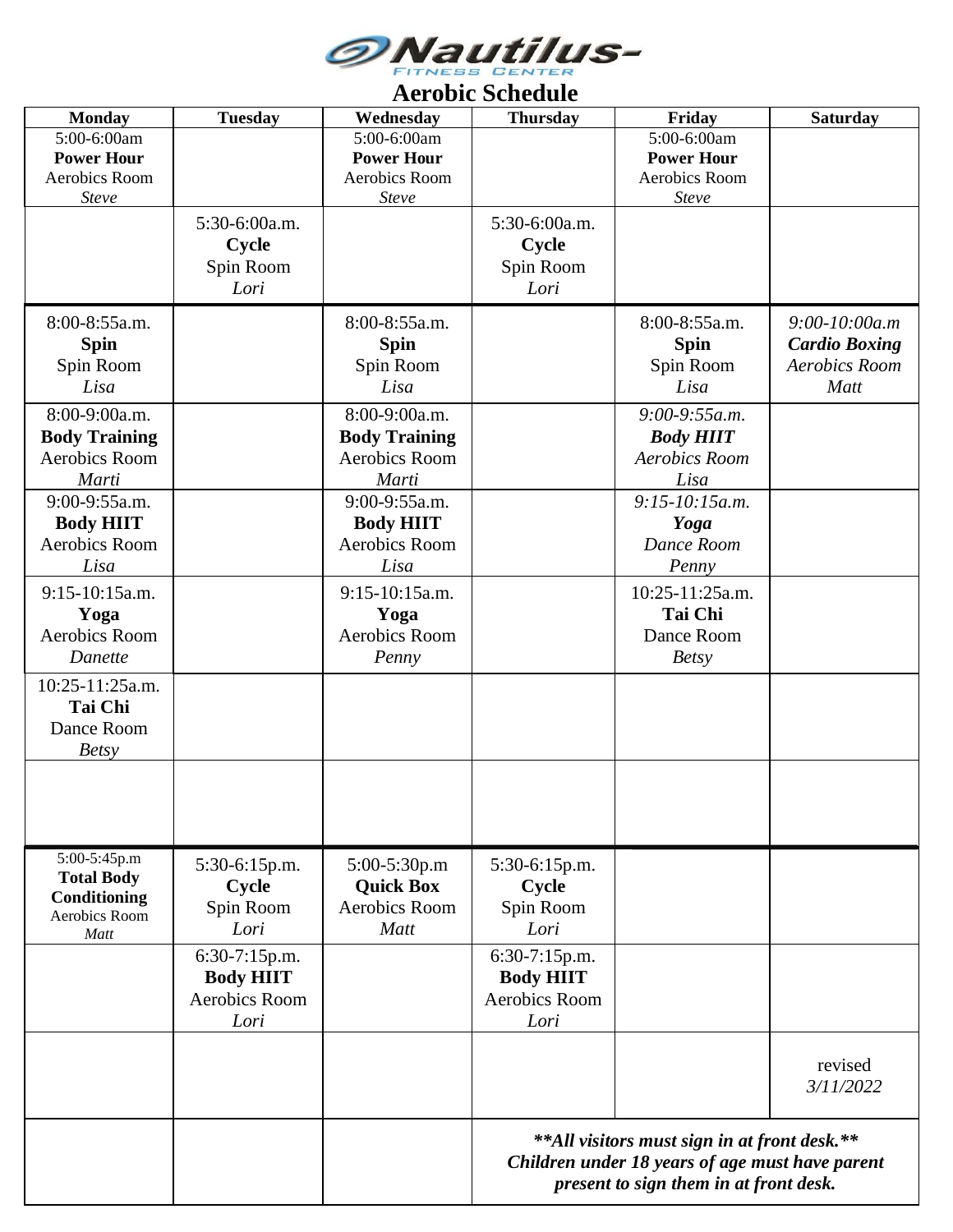# Nautilus Fitness Center

## Aerobic Schedule

| Monday | Tuesday | Wednesday | Thursday | Friday | Saturday |
|---|---|---|---|---|---|
| 5:00-6:00am **Power Hour** Aerobics Room *Steve* | | 5:00-6:00am **Power Hour** Aerobics Room *Steve* | | 5:00-6:00am **Power Hour** Aerobics Room *Steve* | |
| | 5:30-6:00a.m. **Cycle** Spin Room *Lori* | | 5:30-6:00a.m. **Cycle** Spin Room *Lori* | | |
| 8:00-8:55a.m. **Spin** Spin Room *Lisa* | | 8:00-8:55a.m. **Spin** Spin Room *Lisa* | | 8:00-8:55a.m. **Spin** Spin Room *Lisa* | *9:00-10:00a.m* ***Cardio Boxing*** *Aerobics Room* *Matt* |
| 8:00-9:00a.m. **Body Training** Aerobics Room *Marti* | | 8:00-9:00a.m. **Body Training** Aerobics Room *Marti* | | *9:00-9:55a.m.* ***Body HIIT*** *Aerobics Room* *Lisa* | |
| 9:00-9:55a.m. **Body HIIT** Aerobics Room *Lisa* | | 9:00-9:55a.m. **Body HIIT** Aerobics Room *Lisa* | | *9:15-10:15a.m.* ***Yoga*** *Dance Room* *Penny* | |
| 9:15-10:15a.m. **Yoga** Aerobics Room *Danette* | | 9:15-10:15a.m. **Yoga** Aerobics Room *Penny* | | 10:25-11:25a.m. **Tai Chi** Dance Room *Betsy* | |
| 10:25-11:25a.m. **Tai Chi** Dance Room *Betsy* | | | | | |
| | | | | | |
| 5:00-5:45p.m **Total Body Conditioning** Aerobics Room *Matt* | 5:30-6:15p.m. **Cycle** Spin Room *Lori* | 5:00-5:30p.m **Quick Box** Aerobics Room *Matt* | 5:30-6:15p.m. **Cycle** Spin Room *Lori* | | |
| | 6:30-7:15p.m. **Body HIIT** Aerobics Room *Lori* | | 6:30-7:15p.m. **Body HIIT** Aerobics Room *Lori* | | |
| | | | | | revised *3/11/2022* |

***\*\*All visitors must sign in at front desk.\*\****
***Children under 18 years of age must have parent present to sign them in at front desk.***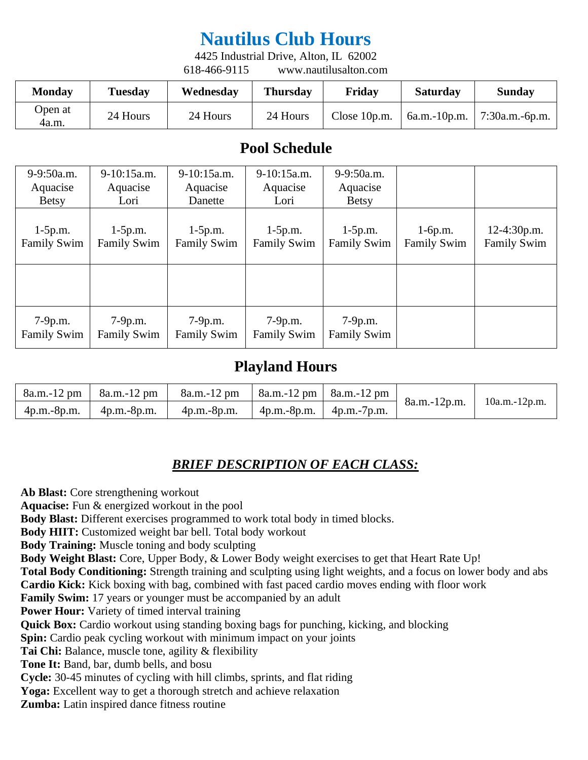# Nautilus Club Hours

4425 Industrial Drive, Alton, IL 62002

618-466-9115 www.nautilusalton.com

| Monday | Tuesday | Wednesday | Thursday | Friday | Saturday | Sunday |
|---|---|---|---|---|---|---|
| Open at 4a.m. | 24 Hours | 24 Hours | 24 Hours | Close 10p.m. | 6a.m.-10p.m. | 7:30a.m.-6p.m. |

## Pool Schedule

| | | | | | | |
|---|---|---|---|---|---|---|
| 9-9:50a.m. Aquacise Betsy | 9-10:15a.m. Aquacise Lori | 9-10:15a.m. Aquacise Danette | 9-10:15a.m. Aquacise Lori | 9-9:50a.m. Aquacise Betsy | | |
| 1-5p.m. Family Swim | 1-5p.m. Family Swim | 1-5p.m. Family Swim | 1-5p.m. Family Swim | 1-5p.m. Family Swim | 1-6p.m. Family Swim | 12-4:30p.m. Family Swim |
| | | | | | | |
| 7-9p.m. Family Swim | 7-9p.m. Family Swim | 7-9p.m. Family Swim | 7-9p.m. Family Swim | 7-9p.m. Family Swim | | |

## Playland Hours

| | | | | | | |
|---|---|---|---|---|---|---|
| 8a.m.-12 pm | 8a.m.-12 pm | 8a.m.-12 pm | 8a.m.-12 pm | 8a.m.-12 pm | 8a.m.-12p.m. | 10a.m.-12p.m. |
| 4p.m.-8p.m. | 4p.m.-8p.m. | 4p.m.-8p.m. | 4p.m.-8p.m. | 4p.m.-7p.m. | | |

## ***BRIEF DESCRIPTION OF EACH CLASS:***

**Ab Blast:** Core strengthening workout
**Aquacise:** Fun & energized workout in the pool
**Body Blast:** Different exercises programmed to work total body in timed blocks.
**Body HIIT:** Customized weight bar bell. Total body workout
**Body Training:** Muscle toning and body sculpting
**Body Weight Blast:** Core, Upper Body, & Lower Body weight exercises to get that Heart Rate Up!
**Total Body Conditioning:** Strength training and sculpting using light weights, and a focus on lower body and abs
**Cardio Kick:** Kick boxing with bag, combined with fast paced cardio moves ending with floor work
**Family Swim:** 17 years or younger must be accompanied by an adult
**Power Hour:** Variety of timed interval training
**Quick Box:** Cardio workout using standing boxing bags for punching, kicking, and blocking
**Spin:** Cardio peak cycling workout with minimum impact on your joints
**Tai Chi:** Balance, muscle tone, agility & flexibility
**Tone It:** Band, bar, dumb bells, and bosu
**Cycle:** 30-45 minutes of cycling with hill climbs, sprints, and flat riding
**Yoga:** Excellent way to get a thorough stretch and achieve relaxation
**Zumba:** Latin inspired dance fitness routine